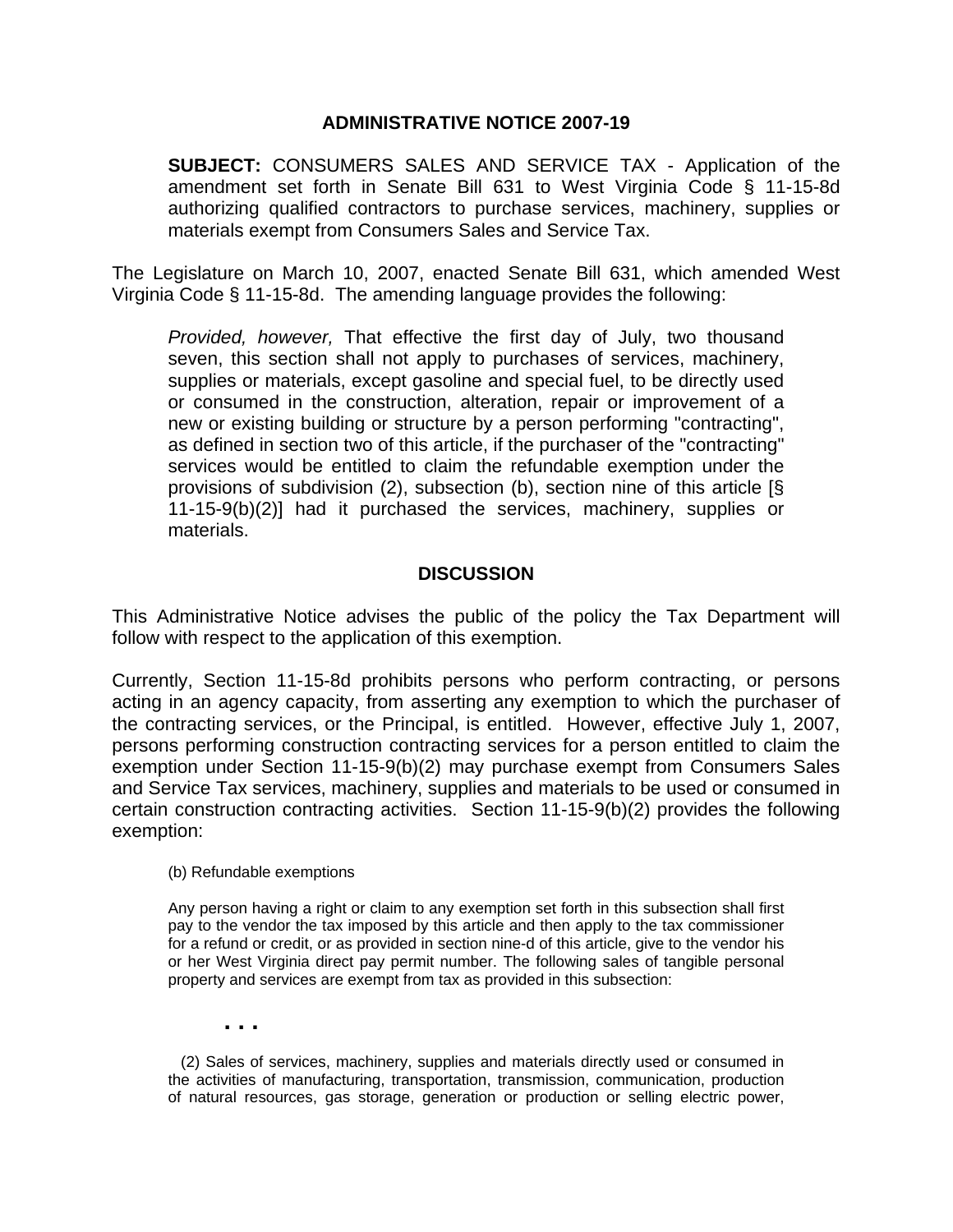# ADMINISTRATIVE NOTICE 2007-19

**SUBJECT:** CONSUMERS SALES AND SERVICE TAX - Application of the amendment set forth in Senate Bill 631 to West Virginia Code § 11-15-8d authorizing qualified contractors to purchase services, machinery, supplies or materials exempt from Consumers Sales and Service Tax.

The Legislature on March 10, 2007, enacted Senate Bill 631, which amended West Virginia Code § 11-15-8d. The amending language provides the following:

> *Provided, however,* That effective the first day of July, two thousand seven, this section shall not apply to purchases of services, machinery, supplies or materials, except gasoline and special fuel, to be directly used or consumed in the construction, alteration, repair or improvement of a new or existing building or structure by a person performing "contracting", as defined in section two of this article, if the purchaser of the "contracting" services would be entitled to claim the refundable exemption under the provisions of subdivision (2), subsection (b), section nine of this article [§ 11-15-9(b)(2)] had it purchased the services, machinery, supplies or materials.

## DISCUSSION

This Administrative Notice advises the public of the policy the Tax Department will follow with respect to the application of this exemption.

Currently, Section 11-15-8d prohibits persons who perform contracting, or persons acting in an agency capacity, from asserting any exemption to which the purchaser of the contracting services, or the Principal, is entitled. However, effective July 1, 2007, persons performing construction contracting services for a person entitled to claim the exemption under Section 11-15-9(b)(2) may purchase exempt from Consumers Sales and Service Tax services, machinery, supplies and materials to be used or consumed in certain construction contracting activities. Section 11-15-9(b)(2) provides the following exemption:

> (b) Refundable exemptions
>
> Any person having a right or claim to any exemption set forth in this subsection shall first pay to the vendor the tax imposed by this article and then apply to the tax commissioner for a refund or credit, or as provided in section nine-d of this article, give to the vendor his or her West Virginia direct pay permit number. The following sales of tangible personal property and services are exempt from tax as provided in this subsection:
>
> . . .
>
> (2) Sales of services, machinery, supplies and materials directly used or consumed in the activities of manufacturing, transportation, transmission, communication, production of natural resources, gas storage, generation or production or selling electric power,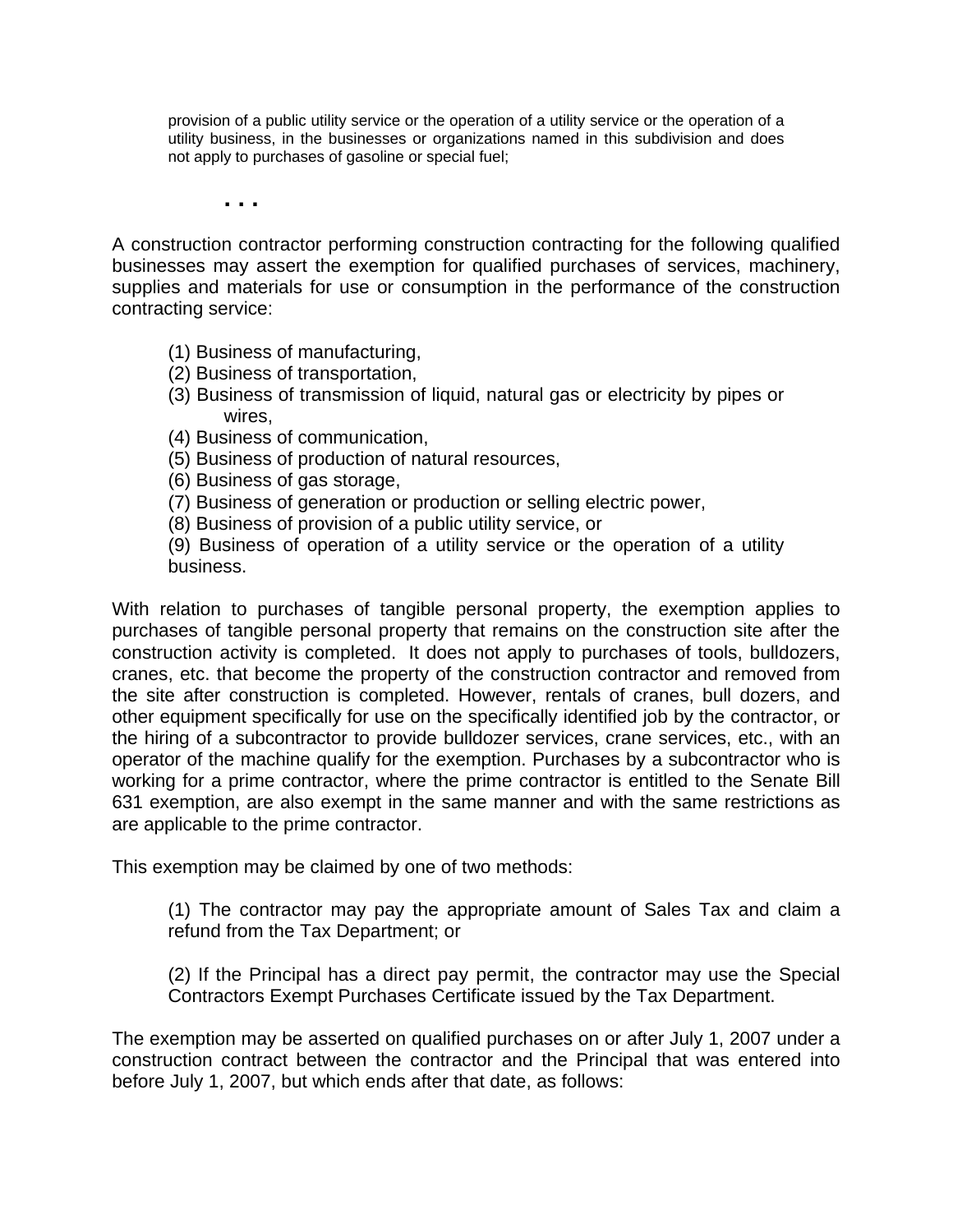provision of a public utility service or the operation of a utility service or the operation of a utility business, in the businesses or organizations named in this subdivision and does not apply to purchases of gasoline or special fuel;

. . .

A construction contractor performing construction contracting for the following qualified businesses may assert the exemption for qualified purchases of services, machinery, supplies and materials for use or consumption in the performance of the construction contracting service:

(1) Business of manufacturing,
(2) Business of transportation,
(3) Business of transmission of liquid, natural gas or electricity by pipes or wires,
(4) Business of communication,
(5) Business of production of natural resources,
(6) Business of gas storage,
(7) Business of generation or production or selling electric power,
(8) Business of provision of a public utility service, or
(9) Business of operation of a utility service or the operation of a utility business.

With relation to purchases of tangible personal property, the exemption applies to purchases of tangible personal property that remains on the construction site after the construction activity is completed. It does not apply to purchases of tools, bulldozers, cranes, etc. that become the property of the construction contractor and removed from the site after construction is completed. However, rentals of cranes, bull dozers, and other equipment specifically for use on the specifically identified job by the contractor, or the hiring of a subcontractor to provide bulldozer services, crane services, etc., with an operator of the machine qualify for the exemption. Purchases by a subcontractor who is working for a prime contractor, where the prime contractor is entitled to the Senate Bill 631 exemption, are also exempt in the same manner and with the same restrictions as are applicable to the prime contractor.

This exemption may be claimed by one of two methods:

(1) The contractor may pay the appropriate amount of Sales Tax and claim a refund from the Tax Department; or

(2) If the Principal has a direct pay permit, the contractor may use the Special Contractors Exempt Purchases Certificate issued by the Tax Department.

The exemption may be asserted on qualified purchases on or after July 1, 2007 under a construction contract between the contractor and the Principal that was entered into before July 1, 2007, but which ends after that date, as follows: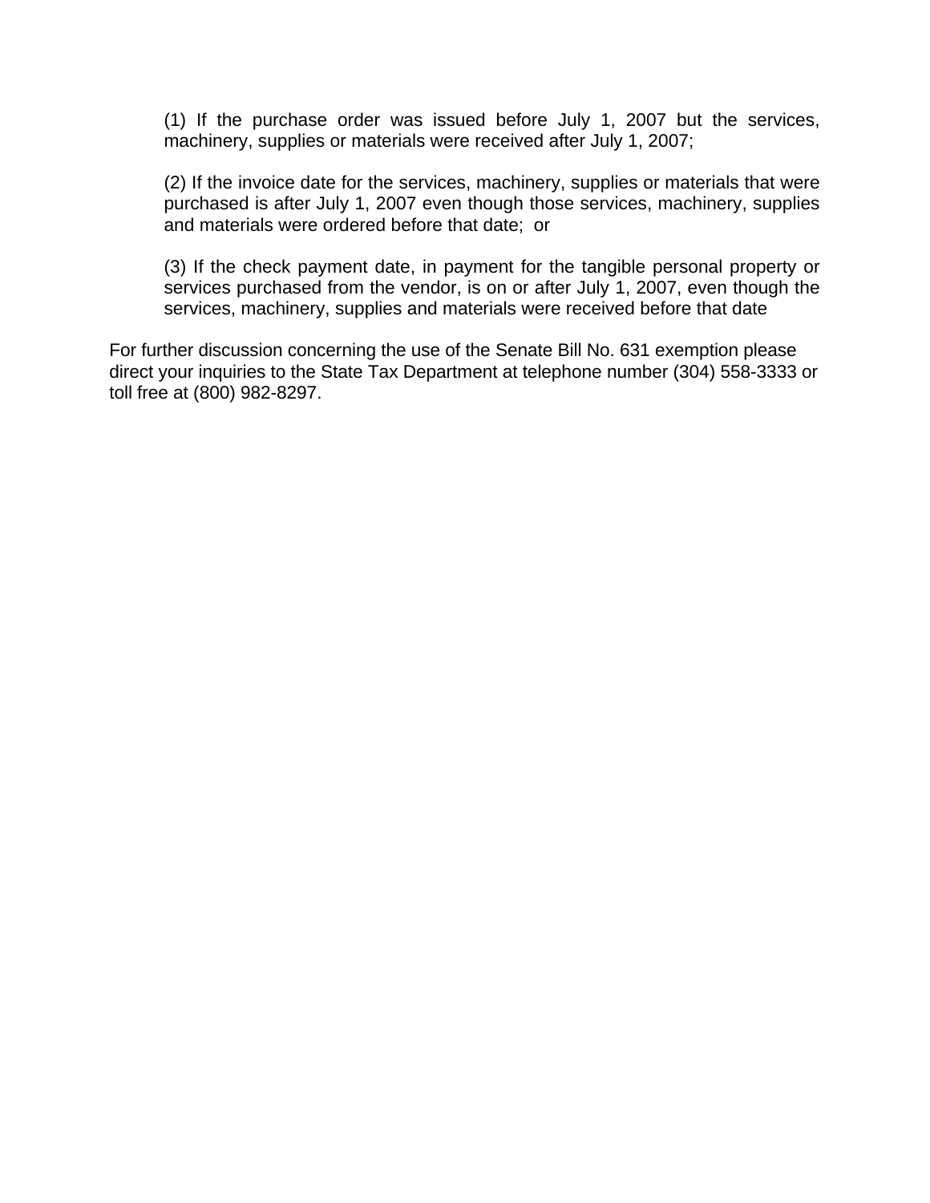(1) If the purchase order was issued before July 1, 2007 but the services, machinery, supplies or materials were received after July 1, 2007;

(2) If the invoice date for the services, machinery, supplies or materials that were purchased is after July 1, 2007 even though those services, machinery, supplies and materials were ordered before that date; or

(3) If the check payment date, in payment for the tangible personal property or services purchased from the vendor, is on or after July 1, 2007, even though the services, machinery, supplies and materials were received before that date

For further discussion concerning the use of the Senate Bill No. 631 exemption please direct your inquiries to the State Tax Department at telephone number (304) 558-3333 or toll free at (800) 982-8297.